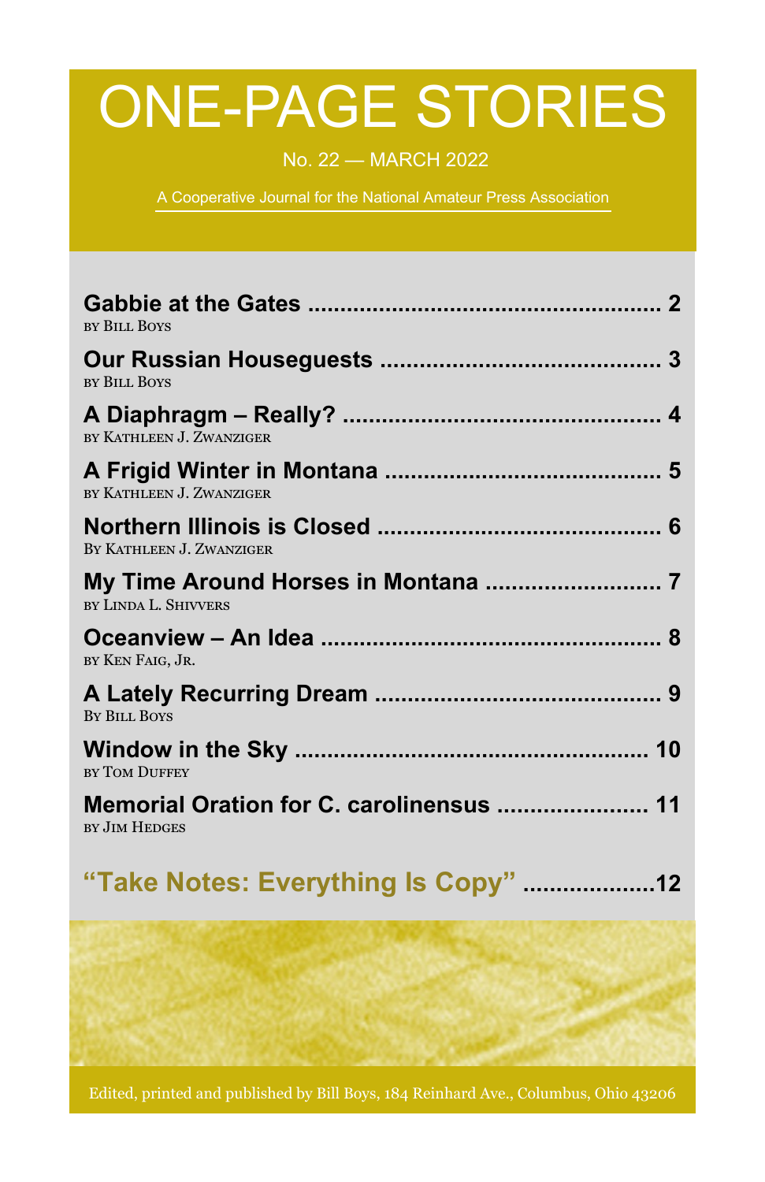# ONE-PAGE STORIES

No. 22 — MARCH 2022

A Cooperative Journal for the National Amateur Press Association

**Gabbie at the Gates** ........................................................ **2**
by Bill Boys

**Our Russian Houseguests** ........................................... **3**
by Bill Boys

**A Diaphragm – Really?** .................................................. **4**
by Kathleen J. Zwanziger

**A Frigid Winter in Montana** ........................................... **5**
by Kathleen J. Zwanziger

**Northern Illinois is Closed** ............................................ **6**
By Kathleen J. Zwanziger

**My Time Around Horses in Montana** ........................... **7**
by Linda L. Shivvers

**Oceanview – An Idea** ...................................................... **8**
by Ken Faig, Jr.

**A Lately Recurring Dream** ............................................ **9**
By Bill Boys

**Window in the Sky** ........................................................ **10**
by Tom Duffey

**Memorial Oration for C. carolinensus** ....................... **11**
by Jim Hedges

**"Take Notes: Everything Is Copy"** ....................**12**

Edited, printed and published by Bill Boys, 184 Reinhard Ave., Columbus, Ohio 43206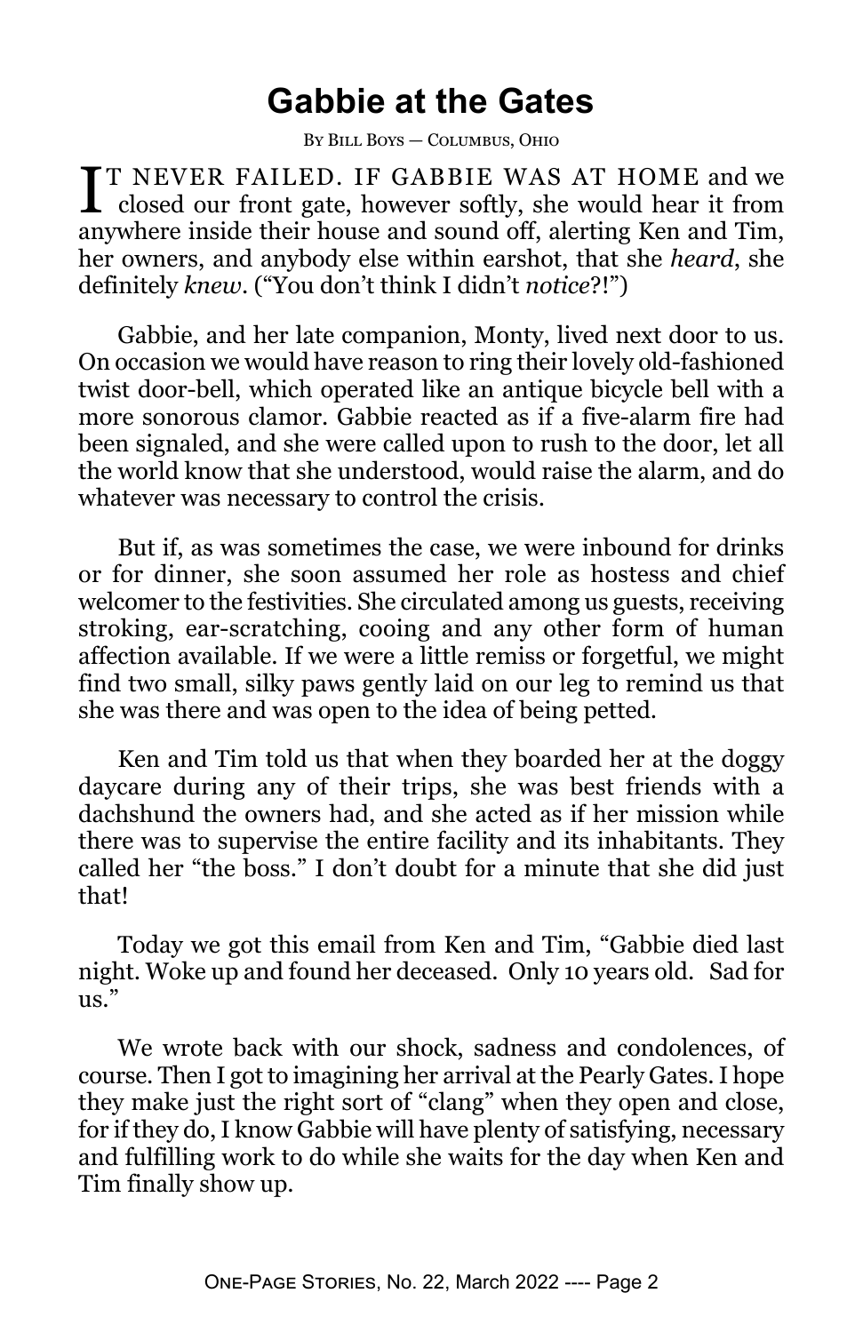# Gabbie at the Gates

By Bill Boys — Columbus, Ohio

IT NEVER FAILED. IF GABBIE WAS AT HOME and we closed our front gate, however softly, she would hear it from anywhere inside their house and sound off, alerting Ken and Tim, her owners, and anybody else within earshot, that she *heard*, she definitely *knew*. ("You don't think I didn't *notice*?!")

Gabbie, and her late companion, Monty, lived next door to us. On occasion we would have reason to ring their lovely old-fashioned twist door-bell, which operated like an antique bicycle bell with a more sonorous clamor. Gabbie reacted as if a five-alarm fire had been signaled, and she were called upon to rush to the door, let all the world know that she understood, would raise the alarm, and do whatever was necessary to control the crisis.

But if, as was sometimes the case, we were inbound for drinks or for dinner, she soon assumed her role as hostess and chief welcomer to the festivities. She circulated among us guests, receiving stroking, ear-scratching, cooing and any other form of human affection available. If we were a little remiss or forgetful, we might find two small, silky paws gently laid on our leg to remind us that she was there and was open to the idea of being petted.

Ken and Tim told us that when they boarded her at the doggy daycare during any of their trips, she was best friends with a dachshund the owners had, and she acted as if her mission while there was to supervise the entire facility and its inhabitants. They called her "the boss." I don't doubt for a minute that she did just that!

Today we got this email from Ken and Tim, "Gabbie died last night. Woke up and found her deceased. Only 10 years old. Sad for us."

We wrote back with our shock, sadness and condolences, of course. Then I got to imagining her arrival at the Pearly Gates. I hope they make just the right sort of "clang" when they open and close, for if they do, I know Gabbie will have plenty of satisfying, necessary and fulfilling work to do while she waits for the day when Ken and Tim finally show up.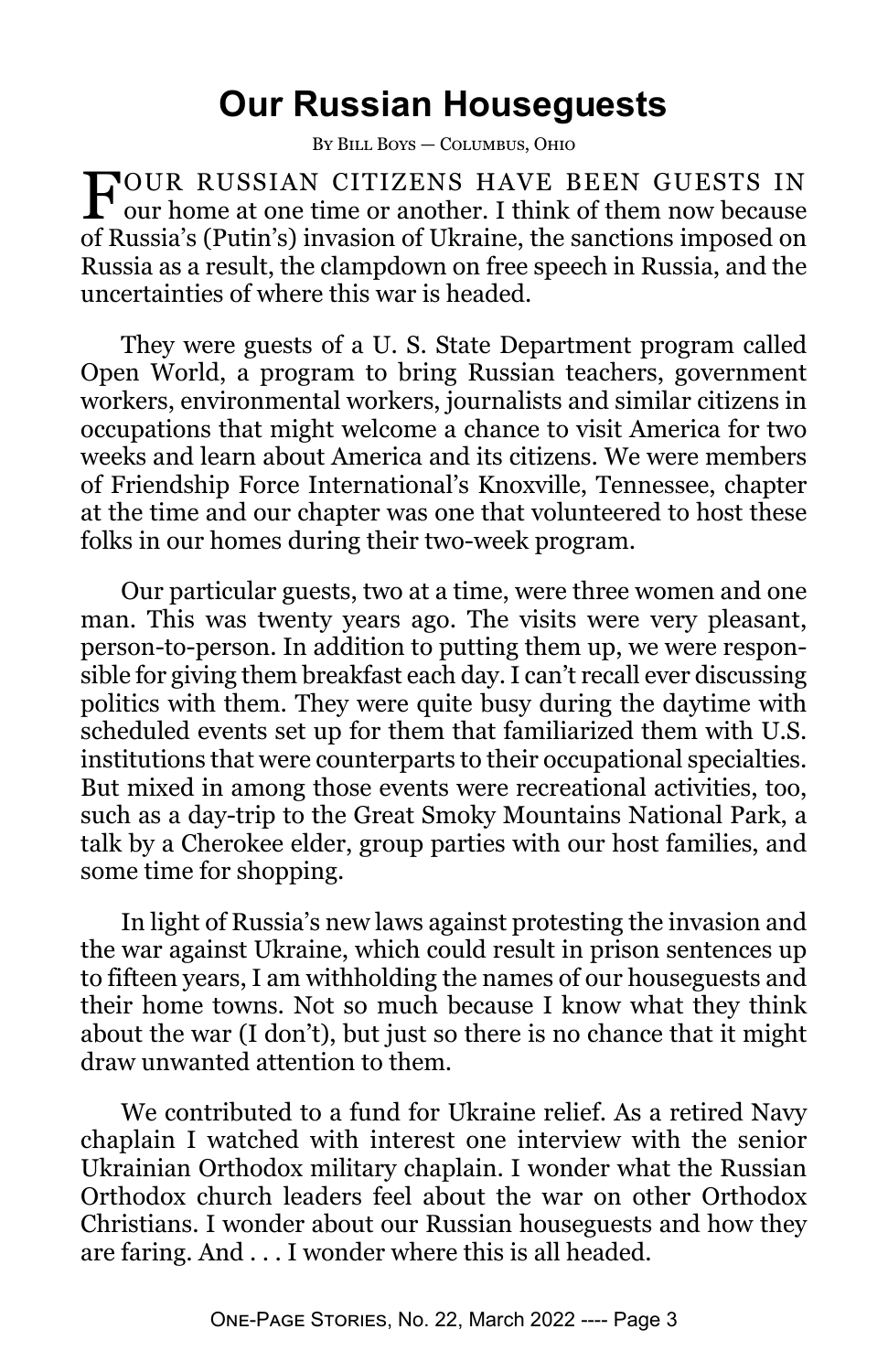# Our Russian Houseguests

By Bill Boys — Columbus, Ohio

FOUR RUSSIAN CITIZENS HAVE BEEN GUESTS IN our home at one time or another. I think of them now because of Russia's (Putin's) invasion of Ukraine, the sanctions imposed on Russia as a result, the clampdown on free speech in Russia, and the uncertainties of where this war is headed.

They were guests of a U. S. State Department program called Open World, a program to bring Russian teachers, government workers, environmental workers, journalists and similar citizens in occupations that might welcome a chance to visit America for two weeks and learn about America and its citizens. We were members of Friendship Force International's Knoxville, Tennessee, chapter at the time and our chapter was one that volunteered to host these folks in our homes during their two-week program.

Our particular guests, two at a time, were three women and one man. This was twenty years ago. The visits were very pleasant, person-to-person. In addition to putting them up, we were responsible for giving them breakfast each day. I can't recall ever discussing politics with them. They were quite busy during the daytime with scheduled events set up for them that familiarized them with U.S. institutions that were counterparts to their occupational specialties. But mixed in among those events were recreational activities, too, such as a day-trip to the Great Smoky Mountains National Park, a talk by a Cherokee elder, group parties with our host families, and some time for shopping.

In light of Russia's new laws against protesting the invasion and the war against Ukraine, which could result in prison sentences up to fifteen years, I am withholding the names of our houseguests and their home towns. Not so much because I know what they think about the war (I don't), but just so there is no chance that it might draw unwanted attention to them.

We contributed to a fund for Ukraine relief. As a retired Navy chaplain I watched with interest one interview with the senior Ukrainian Orthodox military chaplain. I wonder what the Russian Orthodox church leaders feel about the war on other Orthodox Christians. I wonder about our Russian houseguests and how they are faring. And . . . I wonder where this is all headed.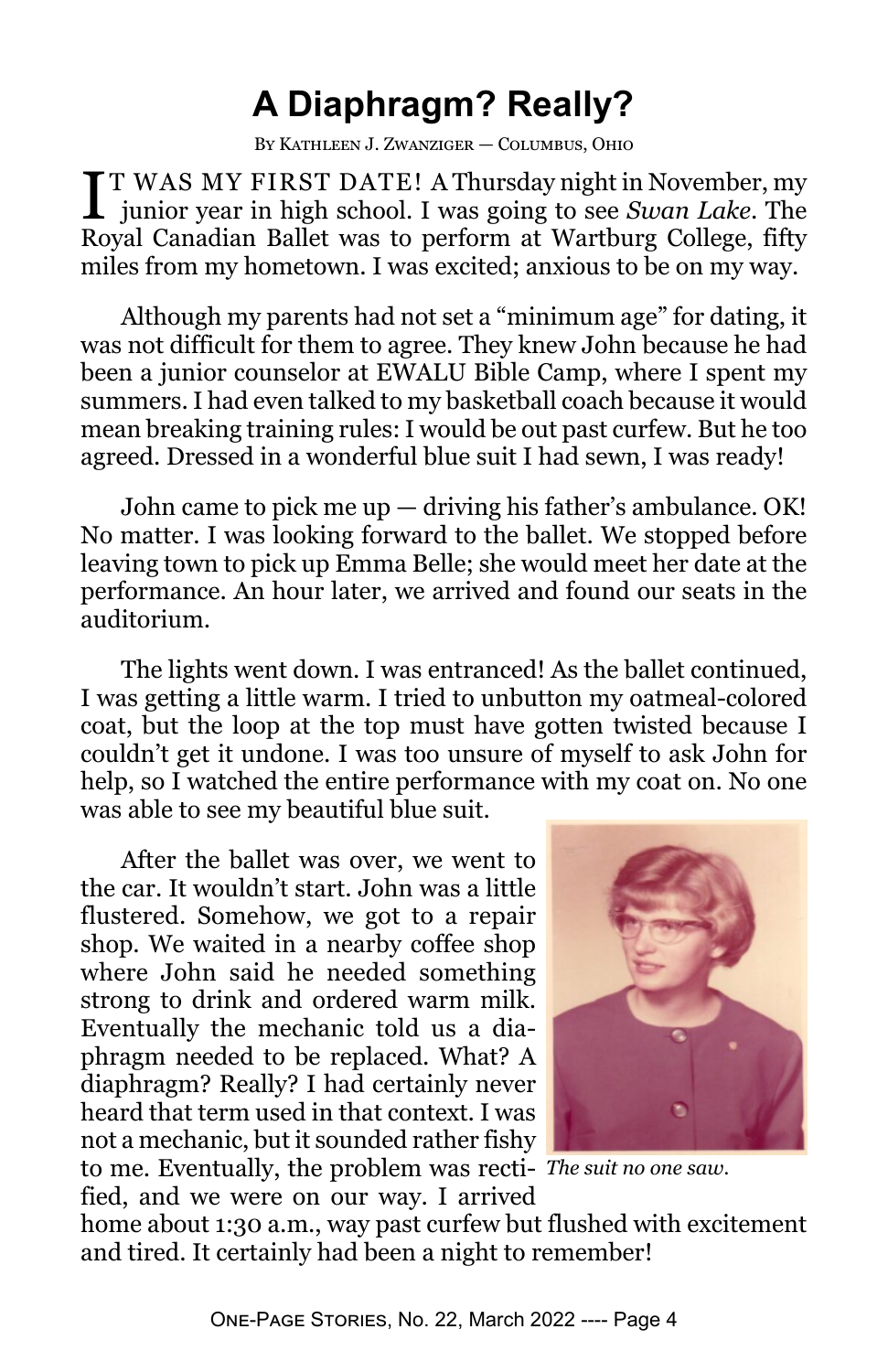# A Diaphragm? Really?

By Kathleen J. Zwanziger — Columbus, Ohio

It was my first date! A Thursday night in November, my junior year in high school. I was going to see *Swan Lake*. The Royal Canadian Ballet was to perform at Wartburg College, fifty miles from my hometown. I was excited; anxious to be on my way.

Although my parents had not set a "minimum age" for dating, it was not difficult for them to agree. They knew John because he had been a junior counselor at EWALU Bible Camp, where I spent my summers. I had even talked to my basketball coach because it would mean breaking training rules: I would be out past curfew. But he too agreed. Dressed in a wonderful blue suit I had sewn, I was ready!

John came to pick me up — driving his father's ambulance. OK! No matter. I was looking forward to the ballet. We stopped before leaving town to pick up Emma Belle; she would meet her date at the performance. An hour later, we arrived and found our seats in the auditorium.

The lights went down. I was entranced! As the ballet continued, I was getting a little warm. I tried to unbutton my oatmeal-colored coat, but the loop at the top must have gotten twisted because I couldn't get it undone. I was too unsure of myself to ask John for help, so I watched the entire performance with my coat on. No one was able to see my beautiful blue suit.

After the ballet was over, we went to the car. It wouldn't start. John was a little flustered. Somehow, we got to a repair shop. We waited in a nearby coffee shop where John said he needed something strong to drink and ordered warm milk. Eventually the mechanic told us a diaphragm needed to be replaced. What? A diaphragm? Really? I had certainly never heard that term used in that context. I was not a mechanic, but it sounded rather fishy to me. Eventually, the problem was rectified, and we were on our way. I arrived home about 1:30 a.m., way past curfew but flushed with excitement and tired. It certainly had been a night to remember!

*The suit no one saw.*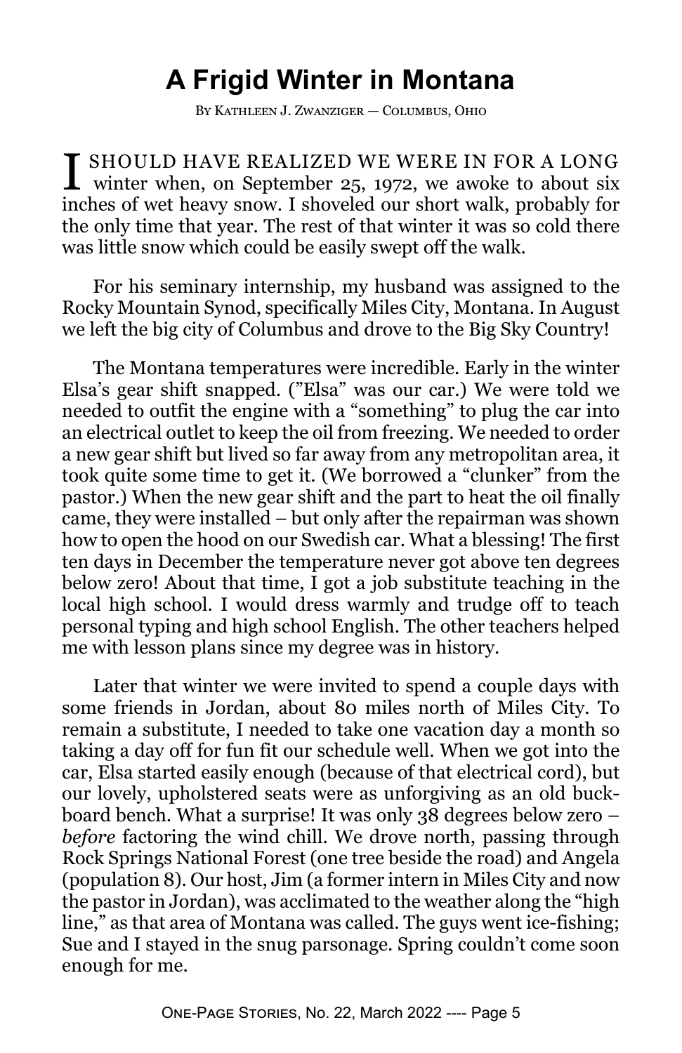# A Frigid Winter in Montana

By Kathleen J. Zwanziger — Columbus, Ohio

I SHOULD HAVE REALIZED WE WERE IN FOR A LONG winter when, on September 25, 1972, we awoke to about six inches of wet heavy snow. I shoveled our short walk, probably for the only time that year. The rest of that winter it was so cold there was little snow which could be easily swept off the walk.

For his seminary internship, my husband was assigned to the Rocky Mountain Synod, specifically Miles City, Montana. In August we left the big city of Columbus and drove to the Big Sky Country!

The Montana temperatures were incredible. Early in the winter Elsa's gear shift snapped. ("Elsa" was our car.) We were told we needed to outfit the engine with a "something" to plug the car into an electrical outlet to keep the oil from freezing. We needed to order a new gear shift but lived so far away from any metropolitan area, it took quite some time to get it. (We borrowed a "clunker" from the pastor.) When the new gear shift and the part to heat the oil finally came, they were installed – but only after the repairman was shown how to open the hood on our Swedish car. What a blessing! The first ten days in December the temperature never got above ten degrees below zero! About that time, I got a job substitute teaching in the local high school. I would dress warmly and trudge off to teach personal typing and high school English. The other teachers helped me with lesson plans since my degree was in history.

Later that winter we were invited to spend a couple days with some friends in Jordan, about 80 miles north of Miles City. To remain a substitute, I needed to take one vacation day a month so taking a day off for fun fit our schedule well. When we got into the car, Elsa started easily enough (because of that electrical cord), but our lovely, upholstered seats were as unforgiving as an old buck-board bench. What a surprise! It was only 38 degrees below zero – *before* factoring the wind chill. We drove north, passing through Rock Springs National Forest (one tree beside the road) and Angela (population 8). Our host, Jim (a former intern in Miles City and now the pastor in Jordan), was acclimated to the weather along the "high line," as that area of Montana was called. The guys went ice-fishing; Sue and I stayed in the snug parsonage. Spring couldn't come soon enough for me.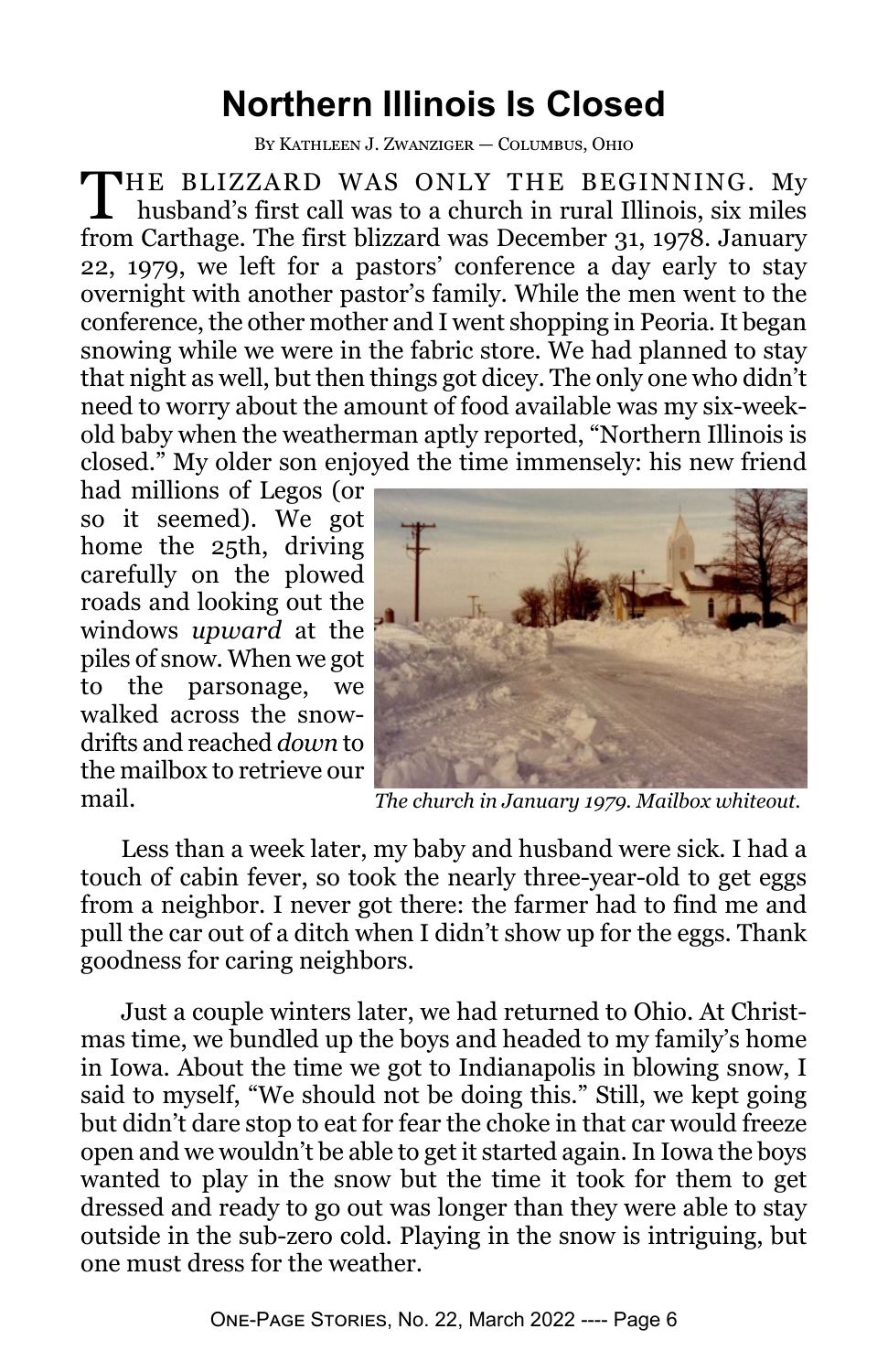# Northern Illinois Is Closed

By Kathleen J. Zwanziger — Columbus, Ohio

THE BLIZZARD WAS ONLY THE BEGINNING. My husband's first call was to a church in rural Illinois, six miles from Carthage. The first blizzard was December 31, 1978. January 22, 1979, we left for a pastors' conference a day early to stay overnight with another pastor's family. While the men went to the conference, the other mother and I went shopping in Peoria. It began snowing while we were in the fabric store. We had planned to stay that night as well, but then things got dicey. The only one who didn't need to worry about the amount of food available was my six-week-old baby when the weatherman aptly reported, "Northern Illinois is closed." My older son enjoyed the time immensely: his new friend had millions of Legos (or so it seemed). We got home the 25th, driving carefully on the plowed roads and looking out the windows *upward* at the piles of snow. When we got to the parsonage, we walked across the snowdrifts and reached *down* to the mailbox to retrieve our mail.

*The church in January 1979. Mailbox whiteout.*

Less than a week later, my baby and husband were sick. I had a touch of cabin fever, so took the nearly three-year-old to get eggs from a neighbor. I never got there: the farmer had to find me and pull the car out of a ditch when I didn't show up for the eggs. Thank goodness for caring neighbors.

Just a couple winters later, we had returned to Ohio. At Christmas time, we bundled up the boys and headed to my family's home in Iowa. About the time we got to Indianapolis in blowing snow, I said to myself, "We should not be doing this." Still, we kept going but didn't dare stop to eat for fear the choke in that car would freeze open and we wouldn't be able to get it started again. In Iowa the boys wanted to play in the snow but the time it took for them to get dressed and ready to go out was longer than they were able to stay outside in the sub-zero cold. Playing in the snow is intriguing, but one must dress for the weather.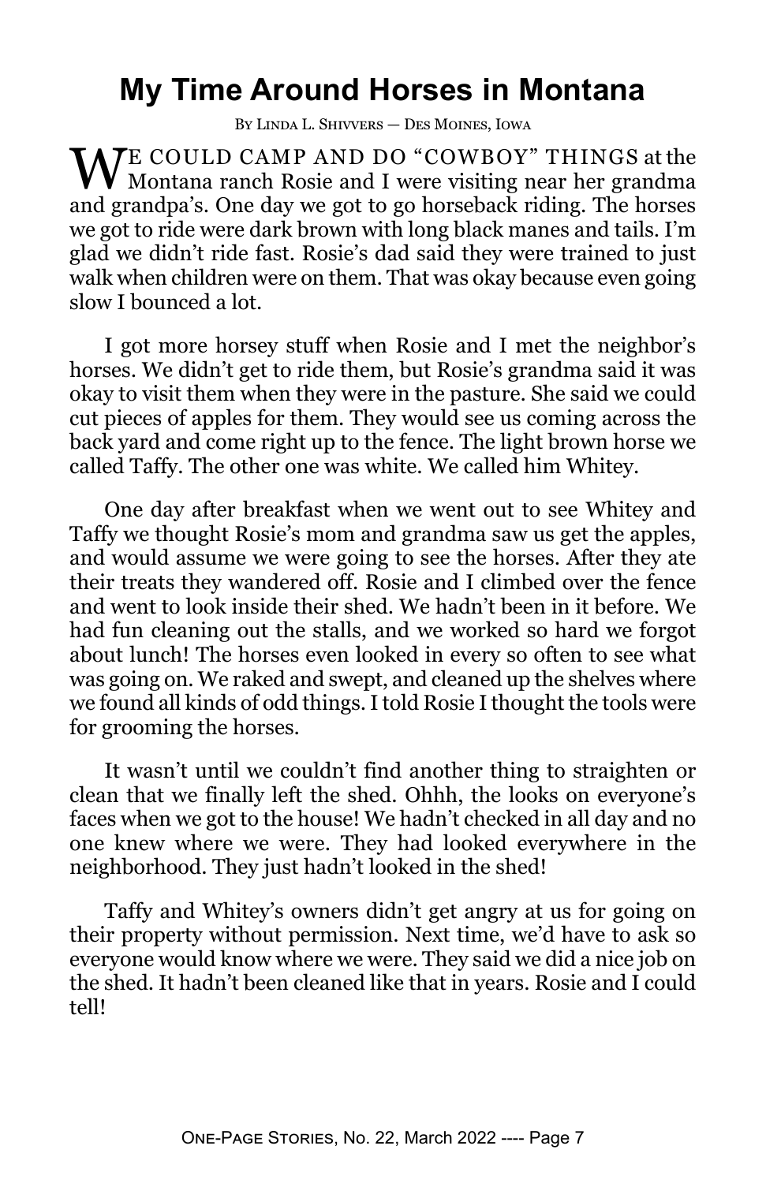# My Time Around Horses in Montana

By Linda L. Shivvers — Des Moines, Iowa

We could camp and do "cowboy" things at the Montana ranch Rosie and I were visiting near her grandma and grandpa's. One day we got to go horseback riding. The horses we got to ride were dark brown with long black manes and tails. I'm glad we didn't ride fast. Rosie's dad said they were trained to just walk when children were on them. That was okay because even going slow I bounced a lot.

I got more horsey stuff when Rosie and I met the neighbor's horses. We didn't get to ride them, but Rosie's grandma said it was okay to visit them when they were in the pasture. She said we could cut pieces of apples for them. They would see us coming across the back yard and come right up to the fence. The light brown horse we called Taffy. The other one was white. We called him Whitey.

One day after breakfast when we went out to see Whitey and Taffy we thought Rosie's mom and grandma saw us get the apples, and would assume we were going to see the horses. After they ate their treats they wandered off. Rosie and I climbed over the fence and went to look inside their shed. We hadn't been in it before. We had fun cleaning out the stalls, and we worked so hard we forgot about lunch! The horses even looked in every so often to see what was going on. We raked and swept, and cleaned up the shelves where we found all kinds of odd things. I told Rosie I thought the tools were for grooming the horses.

It wasn't until we couldn't find another thing to straighten or clean that we finally left the shed. Ohhh, the looks on everyone's faces when we got to the house! We hadn't checked in all day and no one knew where we were. They had looked everywhere in the neighborhood. They just hadn't looked in the shed!

Taffy and Whitey's owners didn't get angry at us for going on their property without permission. Next time, we'd have to ask so everyone would know where we were. They said we did a nice job on the shed. It hadn't been cleaned like that in years. Rosie and I could tell!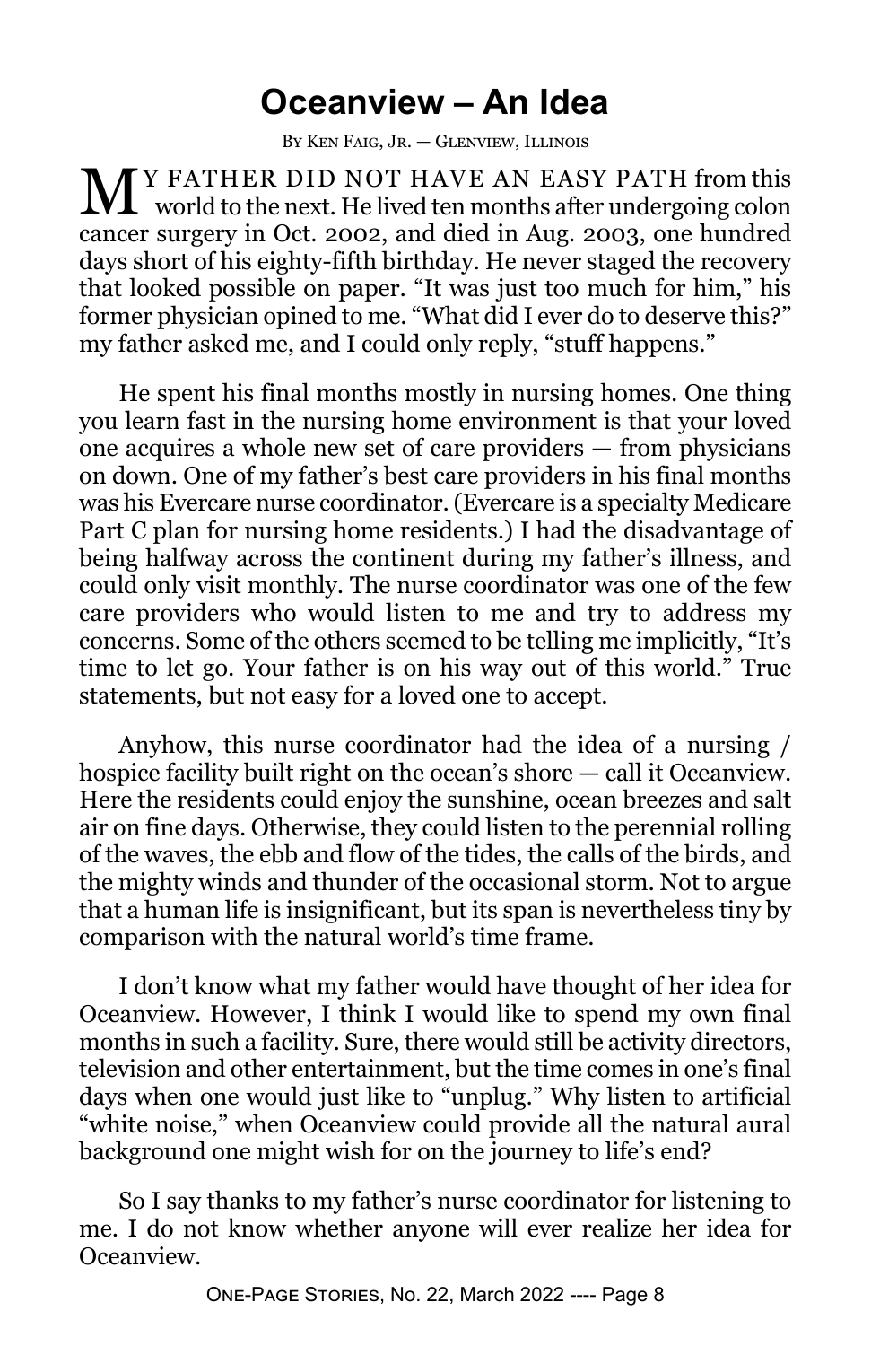# Oceanview – An Idea

By Ken Faig, Jr. — Glenview, Illinois

MY FATHER DID NOT HAVE AN EASY PATH from this world to the next. He lived ten months after undergoing colon cancer surgery in Oct. 2002, and died in Aug. 2003, one hundred days short of his eighty-fifth birthday. He never staged the recovery that looked possible on paper. "It was just too much for him," his former physician opined to me. "What did I ever do to deserve this?" my father asked me, and I could only reply, "stuff happens."

He spent his final months mostly in nursing homes. One thing you learn fast in the nursing home environment is that your loved one acquires a whole new set of care providers — from physicians on down. One of my father's best care providers in his final months was his Evercare nurse coordinator. (Evercare is a specialty Medicare Part C plan for nursing home residents.) I had the disadvantage of being halfway across the continent during my father's illness, and could only visit monthly. The nurse coordinator was one of the few care providers who would listen to me and try to address my concerns. Some of the others seemed to be telling me implicitly, "It's time to let go. Your father is on his way out of this world." True statements, but not easy for a loved one to accept.

Anyhow, this nurse coordinator had the idea of a nursing / hospice facility built right on the ocean's shore — call it Oceanview. Here the residents could enjoy the sunshine, ocean breezes and salt air on fine days. Otherwise, they could listen to the perennial rolling of the waves, the ebb and flow of the tides, the calls of the birds, and the mighty winds and thunder of the occasional storm. Not to argue that a human life is insignificant, but its span is nevertheless tiny by comparison with the natural world's time frame.

I don't know what my father would have thought of her idea for Oceanview. However, I think I would like to spend my own final months in such a facility. Sure, there would still be activity directors, television and other entertainment, but the time comes in one's final days when one would just like to "unplug." Why listen to artificial "white noise," when Oceanview could provide all the natural aural background one might wish for on the journey to life's end?

So I say thanks to my father's nurse coordinator for listening to me. I do not know whether anyone will ever realize her idea for Oceanview.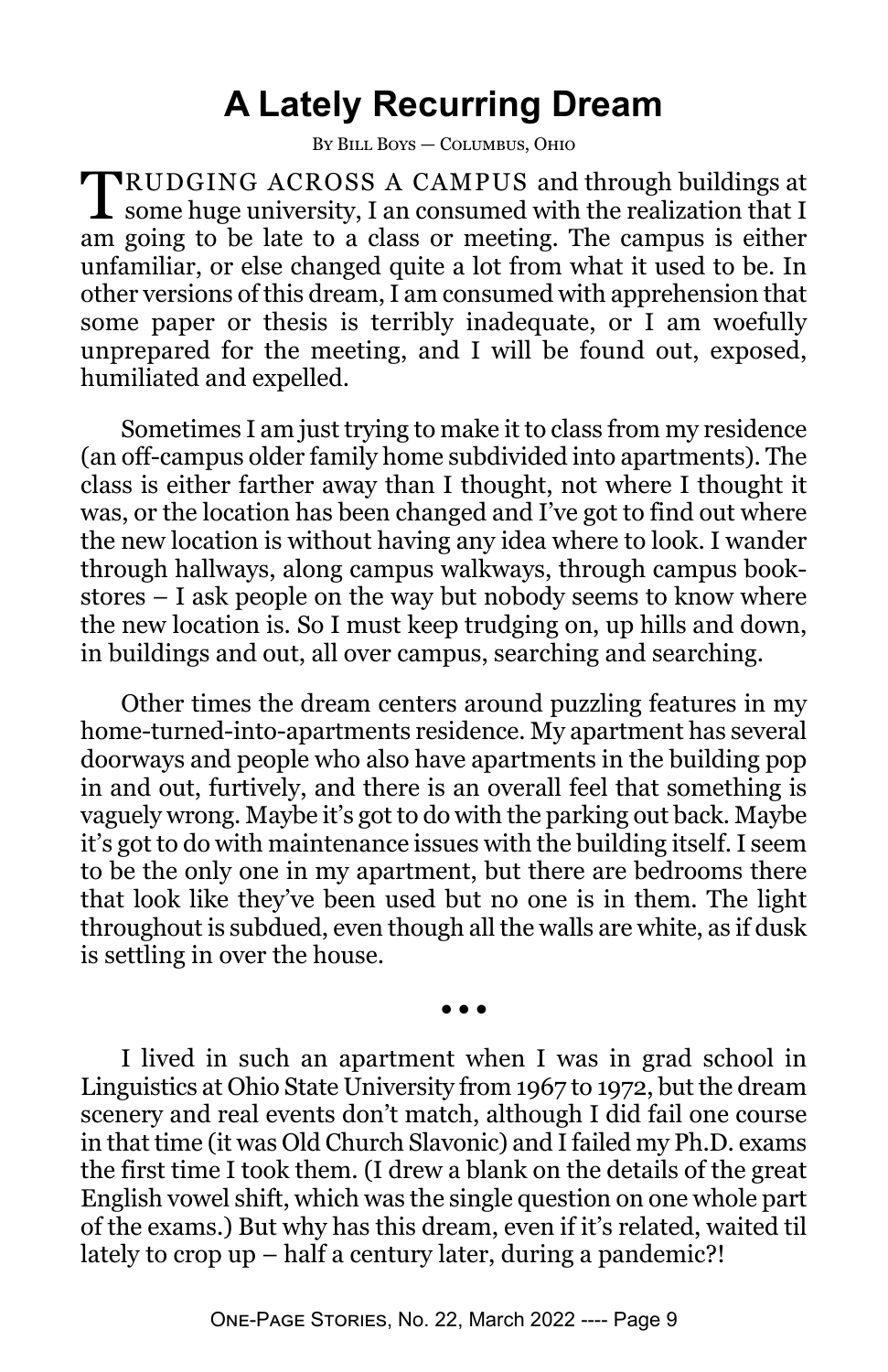# A Lately Recurring Dream

By Bill Boys — Columbus, Ohio

TRUDGING ACROSS A CAMPUS and through buildings at some huge university, I an consumed with the realization that I am going to be late to a class or meeting. The campus is either unfamiliar, or else changed quite a lot from what it used to be. In other versions of this dream, I am consumed with apprehension that some paper or thesis is terribly inadequate, or I am woefully unprepared for the meeting, and I will be found out, exposed, humiliated and expelled.

Sometimes I am just trying to make it to class from my residence (an off-campus older family home subdivided into apartments). The class is either farther away than I thought, not where I thought it was, or the location has been changed and I've got to find out where the new location is without having any idea where to look. I wander through hallways, along campus walkways, through campus book-stores – I ask people on the way but nobody seems to know where the new location is. So I must keep trudging on, up hills and down, in buildings and out, all over campus, searching and searching.

Other times the dream centers around puzzling features in my home-turned-into-apartments residence. My apartment has several doorways and people who also have apartments in the building pop in and out, furtively, and there is an overall feel that something is vaguely wrong. Maybe it's got to do with the parking out back. Maybe it's got to do with maintenance issues with the building itself. I seem to be the only one in my apartment, but there are bedrooms there that look like they've been used but no one is in them. The light throughout is subdued, even though all the walls are white, as if dusk is settling in over the house.

• • •

I lived in such an apartment when I was in grad school in Linguistics at Ohio State University from 1967 to 1972, but the dream scenery and real events don't match, although I did fail one course in that time (it was Old Church Slavonic) and I failed my Ph.D. exams the first time I took them. (I drew a blank on the details of the great English vowel shift, which was the single question on one whole part of the exams.) But why has this dream, even if it's related, waited til lately to crop up – half a century later, during a pandemic?!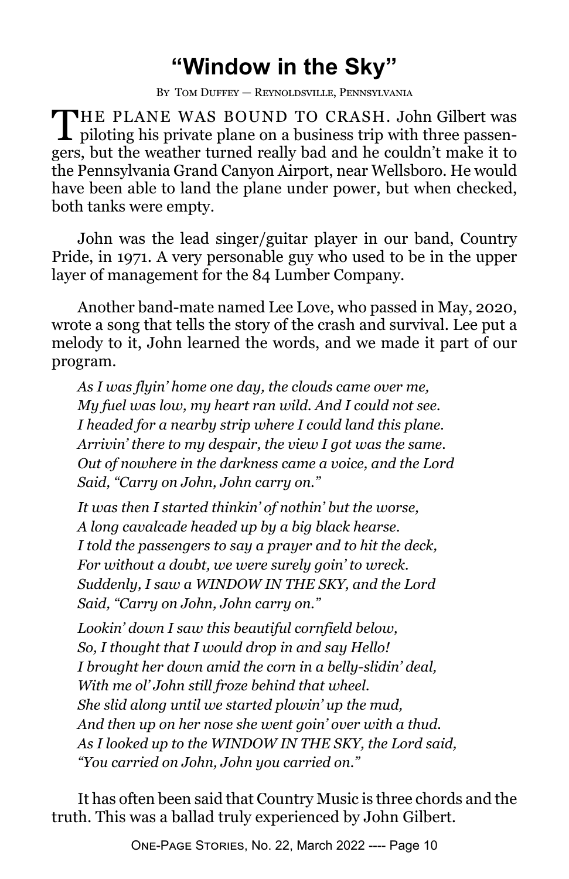# "Window in the Sky"

By Tom Duffey — Reynoldsville, Pennsylvania

THE PLANE WAS BOUND TO CRASH. John Gilbert was piloting his private plane on a business trip with three passengers, but the weather turned really bad and he couldn't make it to the Pennsylvania Grand Canyon Airport, near Wellsboro. He would have been able to land the plane under power, but when checked, both tanks were empty.

John was the lead singer/guitar player in our band, Country Pride, in 1971. A very personable guy who used to be in the upper layer of management for the 84 Lumber Company.

Another band-mate named Lee Love, who passed in May, 2020, wrote a song that tells the story of the crash and survival. Lee put a melody to it, John learned the words, and we made it part of our program.

*As I was flyin' home one day, the clouds came over me,*
*My fuel was low, my heart ran wild. And I could not see.*
*I headed for a nearby strip where I could land this plane.*
*Arrivin' there to my despair, the view I got was the same.*
*Out of nowhere in the darkness came a voice, and the Lord*
*Said, "Carry on John, John carry on."*

*It was then I started thinkin' of nothin' but the worse,*
*A long cavalcade headed up by a big black hearse.*
*I told the passengers to say a prayer and to hit the deck,*
*For without a doubt, we were surely goin' to wreck.*
*Suddenly, I saw a WINDOW IN THE SKY, and the Lord*
*Said, "Carry on John, John carry on."*

*Lookin' down I saw this beautiful cornfield below,*
*So, I thought that I would drop in and say Hello!*
*I brought her down amid the corn in a belly-slidin' deal,*
*With me ol' John still froze behind that wheel.*
*She slid along until we started plowin' up the mud,*
*And then up on her nose she went goin' over with a thud.*
*As I looked up to the WINDOW IN THE SKY, the Lord said,*
*"You carried on John, John you carried on."*

It has often been said that Country Music is three chords and the truth. This was a ballad truly experienced by John Gilbert.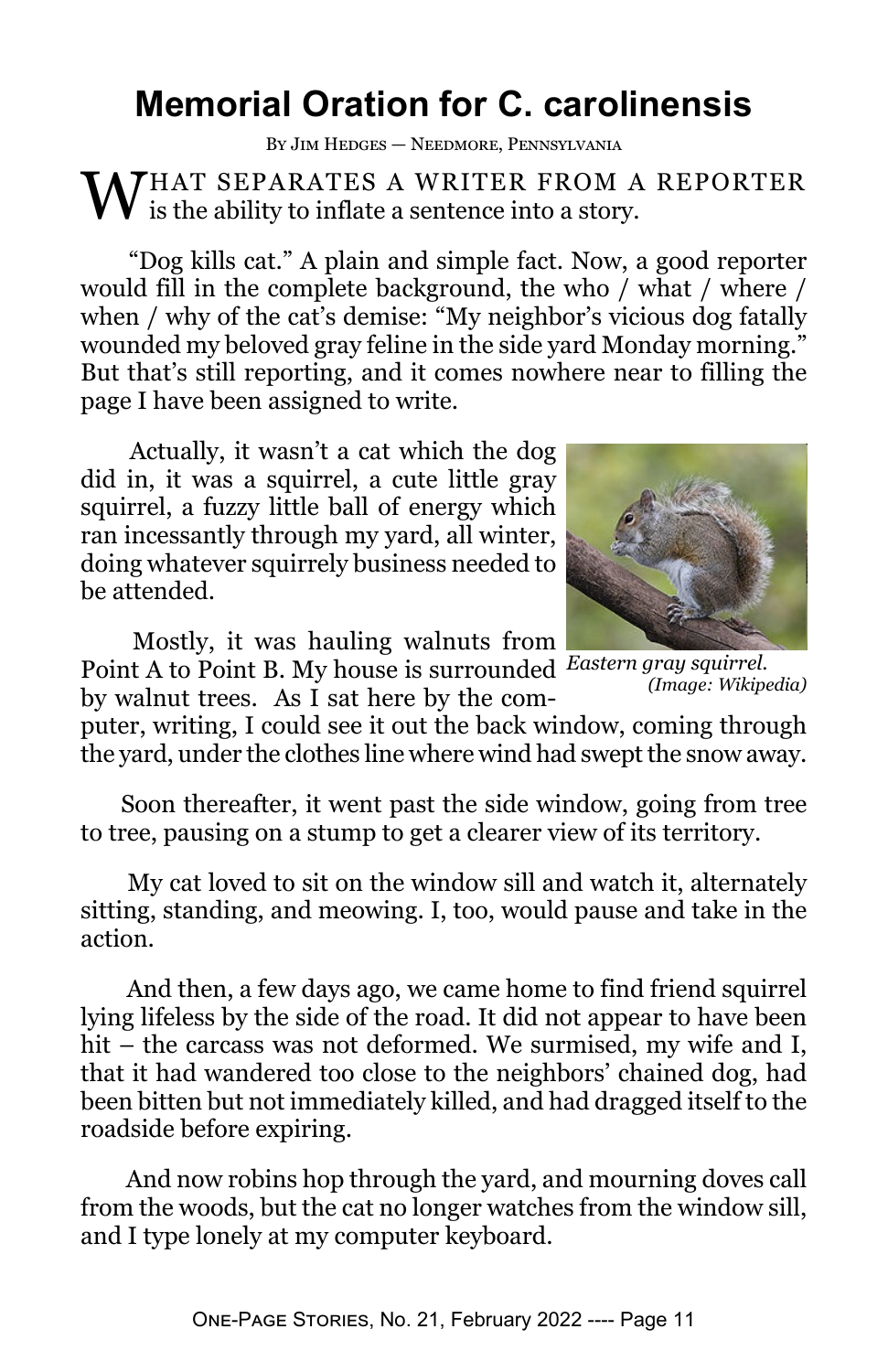# Memorial Oration for C. carolinensis

By Jim Hedges — Needmore, Pennsylvania

WHAT SEPARATES A WRITER FROM A REPORTER is the ability to inflate a sentence into a story.

"Dog kills cat." A plain and simple fact. Now, a good reporter would fill in the complete background, the who / what / where / when / why of the cat's demise: "My neighbor's vicious dog fatally wounded my beloved gray feline in the side yard Monday morning." But that's still reporting, and it comes nowhere near to filling the page I have been assigned to write.

Actually, it wasn't a cat which the dog did in, it was a squirrel, a cute little gray squirrel, a fuzzy little ball of energy which ran incessantly through my yard, all winter, doing whatever squirrely business needed to be attended.

*Eastern gray squirrel. (Image: Wikipedia)*

Mostly, it was hauling walnuts from Point A to Point B. My house is surrounded by walnut trees. As I sat here by the computer, writing, I could see it out the back window, coming through the yard, under the clothes line where wind had swept the snow away.

Soon thereafter, it went past the side window, going from tree to tree, pausing on a stump to get a clearer view of its territory.

My cat loved to sit on the window sill and watch it, alternately sitting, standing, and meowing. I, too, would pause and take in the action.

And then, a few days ago, we came home to find friend squirrel lying lifeless by the side of the road. It did not appear to have been hit – the carcass was not deformed. We surmised, my wife and I, that it had wandered too close to the neighbors' chained dog, had been bitten but not immediately killed, and had dragged itself to the roadside before expiring.

And now robins hop through the yard, and mourning doves call from the woods, but the cat no longer watches from the window sill, and I type lonely at my computer keyboard.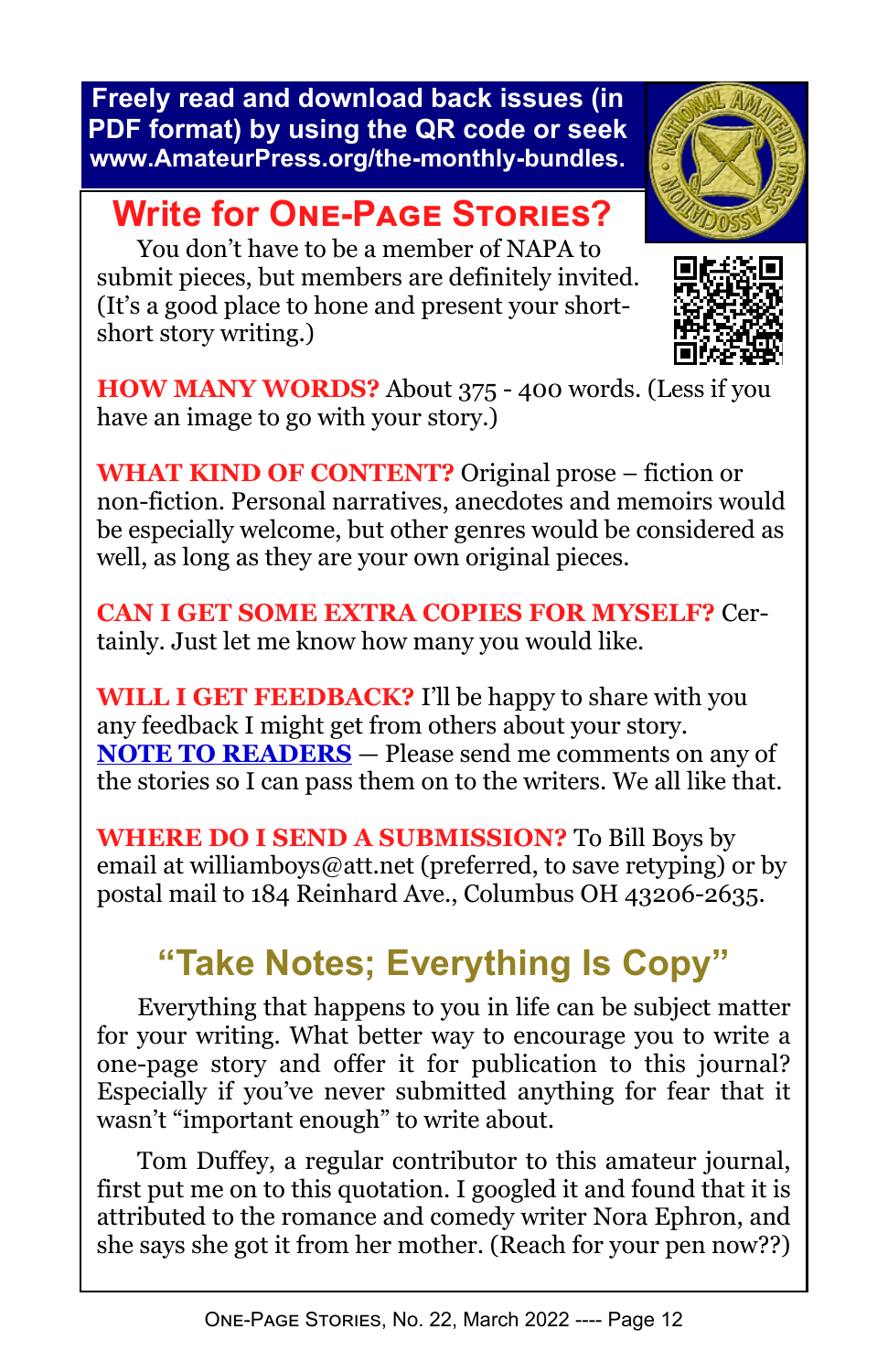**Freely read and download back issues (in PDF format) by using the QR code or seek www.AmateurPress.org/the-monthly-bundles.**

## Write for One-Page Stories?

You don't have to be a member of NAPA to submit pieces, but members are definitely invited. (It's a good place to hone and present your short-short story writing.)

**HOW MANY WORDS?** About 375 - 400 words. (Less if you have an image to go with your story.)

**WHAT KIND OF CONTENT?** Original prose – fiction or non-fiction. Personal narratives, anecdotes and memoirs would be especially welcome, but other genres would be considered as well, as long as they are your own original pieces.

**CAN I GET SOME EXTRA COPIES FOR MYSELF?** Certainly. Just let me know how many you would like.

**WILL I GET FEEDBACK?** I'll be happy to share with you any feedback I might get from others about your story.
**NOTE TO READERS** — Please send me comments on any of the stories so I can pass them on to the writers. We all like that.

**WHERE DO I SEND A SUBMISSION?** To Bill Boys by email at williamboys@att.net (preferred, to save retyping) or by postal mail to 184 Reinhard Ave., Columbus OH 43206-2635.

## "Take Notes; Everything Is Copy"

Everything that happens to you in life can be subject matter for your writing. What better way to encourage you to write a one-page story and offer it for publication to this journal? Especially if you've never submitted anything for fear that it wasn't "important enough" to write about.

Tom Duffey, a regular contributor to this amateur journal, first put me on to this quotation. I googled it and found that it is attributed to the romance and comedy writer Nora Ephron, and she says she got it from her mother. (Reach for your pen now??)